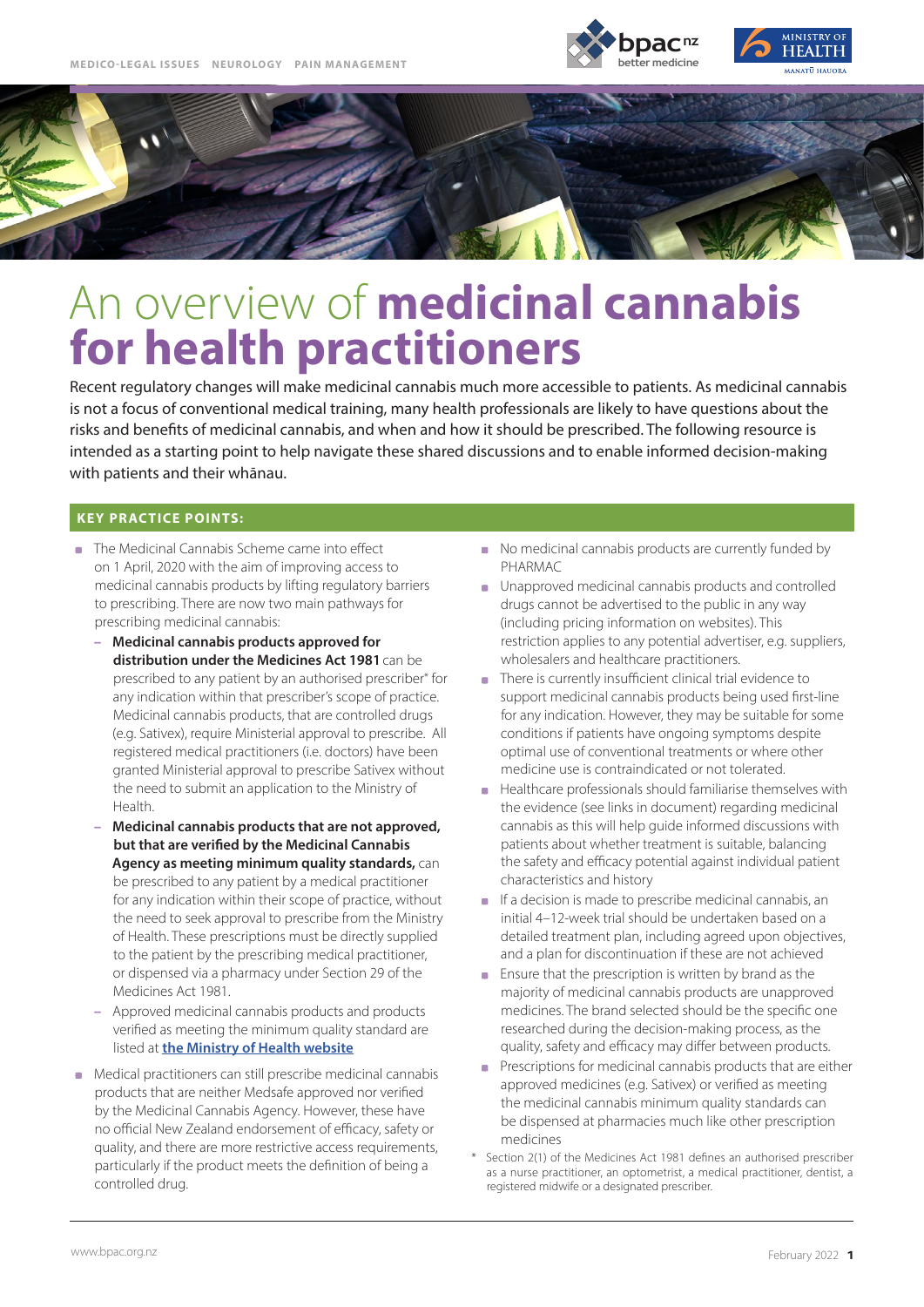MEDICO-LEGAL ISSUES NEUROLOGY PAIN MANAGEMENT

# An overview of **medicinal cannabis for health practitioners**

Recent regulatory changes will make medicinal cannabis much more accessible to patients. As medicinal cannabis is not a focus of conventional medical training, many health professionals are likely to have questions about the risks and benefits of medicinal cannabis, and when and how it should be prescribed. The following resource is intended as a starting point to help navigate these shared discussions and to enable informed decision-making with patients and their whānau.

## KEY PRACTICE POINTS:

- The Medicinal Cannabis Scheme came into effect on 1 April, 2020 with the aim of improving access to medicinal cannabis products by lifting regulatory barriers to prescribing. There are now two main pathways for prescribing medicinal cannabis:
  - **Medicinal cannabis products approved for distribution under the Medicines Act 1981** can be prescribed to any patient by an authorised prescriber* for any indication within that prescriber's scope of practice. Medicinal cannabis products, that are controlled drugs (e.g. Sativex), require Ministerial approval to prescribe. All registered medical practitioners (i.e. doctors) have been granted Ministerial approval to prescribe Sativex without the need to submit an application to the Ministry of Health.
  - **Medicinal cannabis products that are not approved, but that are verified by the Medicinal Cannabis Agency as meeting minimum quality standards,** can be prescribed to any patient by a medical practitioner for any indication within their scope of practice, without the need to seek approval to prescribe from the Ministry of Health. These prescriptions must be directly supplied to the patient by the prescribing medical practitioner, or dispensed via a pharmacy under Section 29 of the Medicines Act 1981.
  - Approved medicinal cannabis products and products verified as meeting the minimum quality standard are listed at **the Ministry of Health website**
- Medical practitioners can still prescribe medicinal cannabis products that are neither Medsafe approved nor verified by the Medicinal Cannabis Agency. However, these have no official New Zealand endorsement of efficacy, safety or quality, and there are more restrictive access requirements, particularly if the product meets the definition of being a controlled drug.
- No medicinal cannabis products are currently funded by PHARMAC
- Unapproved medicinal cannabis products and controlled drugs cannot be advertised to the public in any way (including pricing information on websites). This restriction applies to any potential advertiser, e.g. suppliers, wholesalers and healthcare practitioners.
- There is currently insufficient clinical trial evidence to support medicinal cannabis products being used first-line for any indication. However, they may be suitable for some conditions if patients have ongoing symptoms despite optimal use of conventional treatments or where other medicine use is contraindicated or not tolerated.
- Healthcare professionals should familiarise themselves with the evidence (see links in document) regarding medicinal cannabis as this will help guide informed discussions with patients about whether treatment is suitable, balancing the safety and efficacy potential against individual patient characteristics and history
- If a decision is made to prescribe medicinal cannabis, an initial 4–12-week trial should be undertaken based on a detailed treatment plan, including agreed upon objectives, and a plan for discontinuation if these are not achieved
- Ensure that the prescription is written by brand as the majority of medicinal cannabis products are unapproved medicines. The brand selected should be the specific one researched during the decision-making process, as the quality, safety and efficacy may differ between products.
- Prescriptions for medicinal cannabis products that are either approved medicines (e.g. Sativex) or verified as meeting the medicinal cannabis minimum quality standards can be dispensed at pharmacies much like other prescription medicines

\* Section 2(1) of the Medicines Act 1981 defines an authorised prescriber as a nurse practitioner, an optometrist, a medical practitioner, dentist, a registered midwife or a designated prescriber.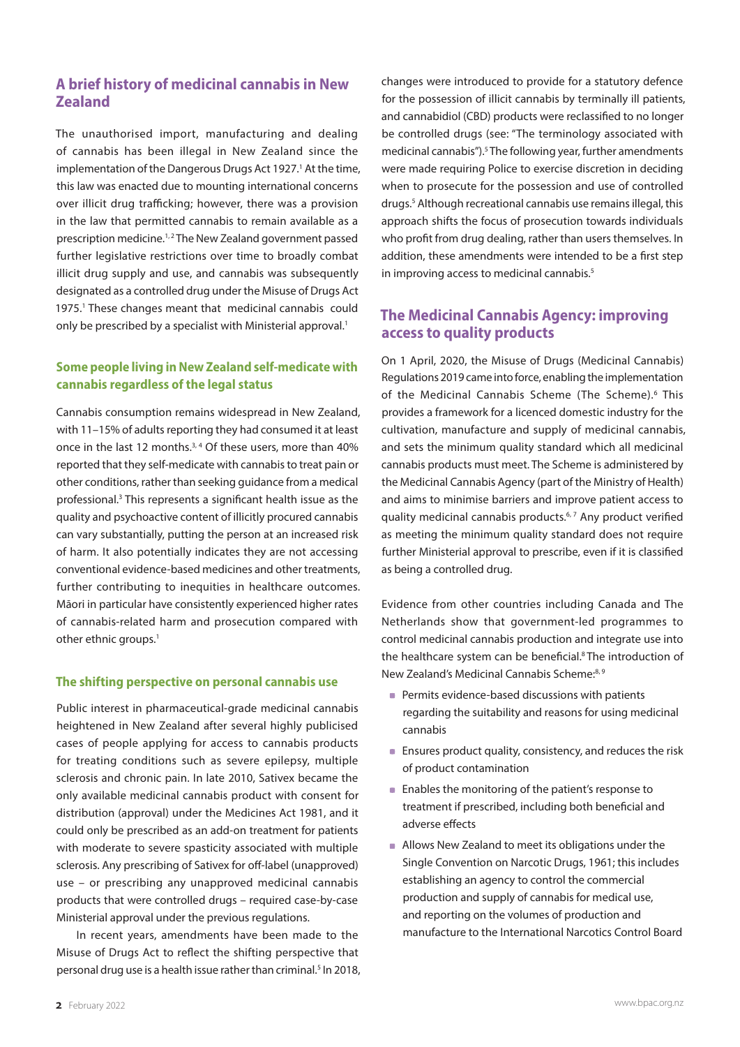## A brief history of medicinal cannabis in New Zealand

The unauthorised import, manufacturing and dealing of cannabis has been illegal in New Zealand since the implementation of the Dangerous Drugs Act 1927.[1] At the time, this law was enacted due to mounting international concerns over illicit drug trafficking; however, there was a provision in the law that permitted cannabis to remain available as a prescription medicine.[1, 2] The New Zealand government passed further legislative restrictions over time to broadly combat illicit drug supply and use, and cannabis was subsequently designated as a controlled drug under the Misuse of Drugs Act 1975.[1] These changes meant that medicinal cannabis could only be prescribed by a specialist with Ministerial approval.[1]

### Some people living in New Zealand self-medicate with cannabis regardless of the legal status

Cannabis consumption remains widespread in New Zealand, with 11–15% of adults reporting they had consumed it at least once in the last 12 months.[3, 4] Of these users, more than 40% reported that they self-medicate with cannabis to treat pain or other conditions, rather than seeking guidance from a medical professional.[3] This represents a significant health issue as the quality and psychoactive content of illicitly procured cannabis can vary substantially, putting the person at an increased risk of harm. It also potentially indicates they are not accessing conventional evidence-based medicines and other treatments, further contributing to inequities in healthcare outcomes. Māori in particular have consistently experienced higher rates of cannabis-related harm and prosecution compared with other ethnic groups.[1]

### The shifting perspective on personal cannabis use

Public interest in pharmaceutical-grade medicinal cannabis heightened in New Zealand after several highly publicised cases of people applying for access to cannabis products for treating conditions such as severe epilepsy, multiple sclerosis and chronic pain. In late 2010, Sativex became the only available medicinal cannabis product with consent for distribution (approval) under the Medicines Act 1981, and it could only be prescribed as an add-on treatment for patients with moderate to severe spasticity associated with multiple sclerosis. Any prescribing of Sativex for off-label (unapproved) use – or prescribing any unapproved medicinal cannabis products that were controlled drugs – required case-by-case Ministerial approval under the previous regulations.

In recent years, amendments have been made to the Misuse of Drugs Act to reflect the shifting perspective that personal drug use is a health issue rather than criminal.[5] In 2018, changes were introduced to provide for a statutory defence for the possession of illicit cannabis by terminally ill patients, and cannabidiol (CBD) products were reclassified to no longer be controlled drugs (see: "The terminology associated with medicinal cannabis").[5] The following year, further amendments were made requiring Police to exercise discretion in deciding when to prosecute for the possession and use of controlled drugs.[5] Although recreational cannabis use remains illegal, this approach shifts the focus of prosecution towards individuals who profit from drug dealing, rather than users themselves. In addition, these amendments were intended to be a first step in improving access to medicinal cannabis.[5]

## The Medicinal Cannabis Agency: improving access to quality products

On 1 April, 2020, the Misuse of Drugs (Medicinal Cannabis) Regulations 2019 came into force, enabling the implementation of the Medicinal Cannabis Scheme (The Scheme).[6] This provides a framework for a licenced domestic industry for the cultivation, manufacture and supply of medicinal cannabis, and sets the minimum quality standard which all medicinal cannabis products must meet. The Scheme is administered by the Medicinal Cannabis Agency (part of the Ministry of Health) and aims to minimise barriers and improve patient access to quality medicinal cannabis products.[6, 7] Any product verified as meeting the minimum quality standard does not require further Ministerial approval to prescribe, even if it is classified as being a controlled drug.

Evidence from other countries including Canada and The Netherlands show that government-led programmes to control medicinal cannabis production and integrate use into the healthcare system can be beneficial.[8] The introduction of New Zealand's Medicinal Cannabis Scheme:[8, 9]

- Permits evidence-based discussions with patients regarding the suitability and reasons for using medicinal cannabis
- Ensures product quality, consistency, and reduces the risk of product contamination
- Enables the monitoring of the patient's response to treatment if prescribed, including both beneficial and adverse effects
- Allows New Zealand to meet its obligations under the Single Convention on Narcotic Drugs, 1961; this includes establishing an agency to control the commercial production and supply of cannabis for medical use, and reporting on the volumes of production and manufacture to the International Narcotics Control Board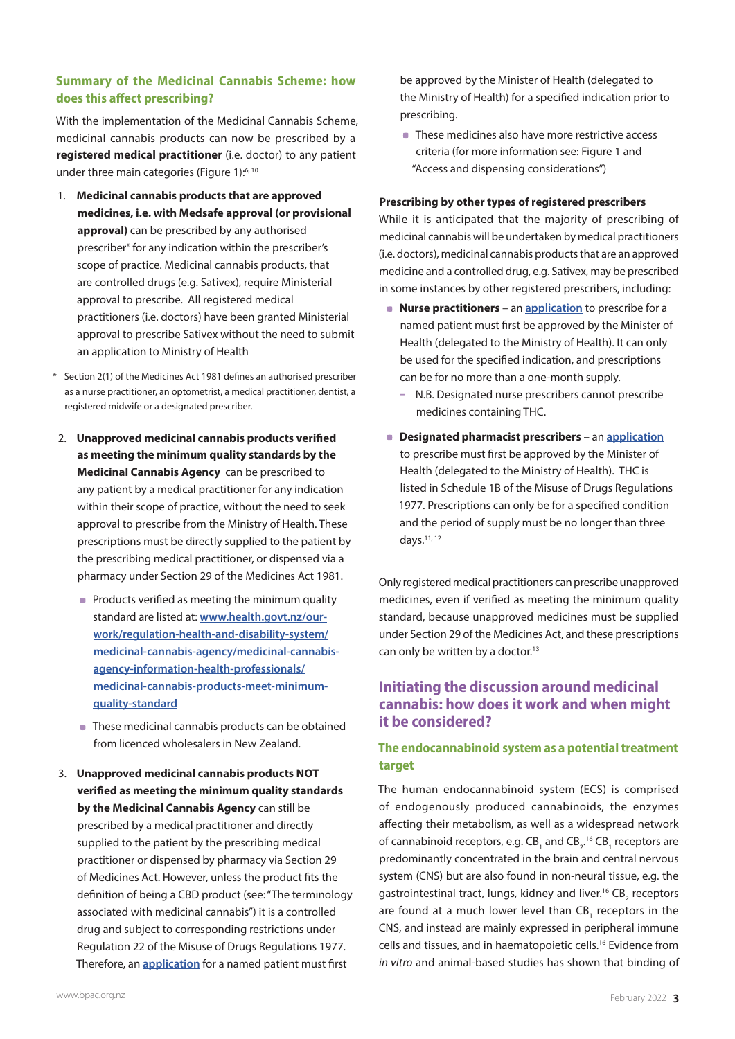## Summary of the Medicinal Cannabis Scheme: how does this affect prescribing?

With the implementation of the Medicinal Cannabis Scheme, medicinal cannabis products can now be prescribed by a **registered medical practitioner** (i.e. doctor) to any patient under three main categories (Figure 1):[6, 10]

1. **Medicinal cannabis products that are approved medicines, i.e. with Medsafe approval (or provisional approval)** can be prescribed by any authorised prescriber* for any indication within the prescriber's scope of practice. Medicinal cannabis products, that are controlled drugs (e.g. Sativex), require Ministerial approval to prescribe. All registered medical practitioners (i.e. doctors) have been granted Ministerial approval to prescribe Sativex without the need to submit an application to Ministry of Health

\* Section 2(1) of the Medicines Act 1981 defines an authorised prescriber as a nurse practitioner, an optometrist, a medical practitioner, dentist, a registered midwife or a designated prescriber.

2. **Unapproved medicinal cannabis products verified as meeting the minimum quality standards by the Medicinal Cannabis Agency** can be prescribed to any patient by a medical practitioner for any indication within their scope of practice, without the need to seek approval to prescribe from the Ministry of Health. These prescriptions must be directly supplied to the patient by the prescribing medical practitioner, or dispensed via a pharmacy under Section 29 of the Medicines Act 1981.
   - Products verified as meeting the minimum quality standard are listed at: [www.health.govt.nz/our-work/regulation-health-and-disability-system/medicinal-cannabis-agency/medicinal-cannabis-agency-information-health-professionals/medicinal-cannabis-products-meet-minimum-quality-standard](www.health.govt.nz/our-work/regulation-health-and-disability-system/medicinal-cannabis-agency/medicinal-cannabis-agency-information-health-professionals/medicinal-cannabis-products-meet-minimum-quality-standard)
   - These medicinal cannabis products can be obtained from licenced wholesalers in New Zealand.

3. **Unapproved medicinal cannabis products NOT verified as meeting the minimum quality standards by the Medicinal Cannabis Agency** can still be prescribed by a medical practitioner and directly supplied to the patient by the prescribing medical practitioner or dispensed by pharmacy via Section 29 of Medicines Act. However, unless the product fits the definition of being a CBD product (see: "The terminology associated with medicinal cannabis") it is a controlled drug and subject to corresponding restrictions under Regulation 22 of the Misuse of Drugs Regulations 1977. Therefore, an [application](application) for a named patient must first be approved by the Minister of Health (delegated to the Ministry of Health) for a specified indication prior to prescribing.
   - These medicines also have more restrictive access criteria (for more information see: Figure 1 and "Access and dispensing considerations")

**Prescribing by other types of registered prescribers**

While it is anticipated that the majority of prescribing of medicinal cannabis will be undertaken by medical practitioners (i.e. doctors), medicinal cannabis products that are an approved medicine and a controlled drug, e.g. Sativex, may be prescribed in some instances by other registered prescribers, including:

- **Nurse practitioners** – an [application](application) to prescribe for a named patient must first be approved by the Minister of Health (delegated to the Ministry of Health). It can only be used for the specified indication, and prescriptions can be for no more than a one-month supply.
  - N.B. Designated nurse prescribers cannot prescribe medicines containing THC.
- **Designated pharmacist prescribers** – an [application](application) to prescribe must first be approved by the Minister of Health (delegated to the Ministry of Health). THC is listed in Schedule 1B of the Misuse of Drugs Regulations 1977. Prescriptions can only be for a specified condition and the period of supply must be no longer than three days.[11, 12]

Only registered medical practitioners can prescribe unapproved medicines, even if verified as meeting the minimum quality standard, because unapproved medicines must be supplied under Section 29 of the Medicines Act, and these prescriptions can only be written by a doctor.[13]

## Initiating the discussion around medicinal cannabis: how does it work and when might it be considered?

### The endocannabinoid system as a potential treatment target

The human endocannabinoid system (ECS) is comprised of endogenously produced cannabinoids, the enzymes affecting their metabolism, as well as a widespread network of cannabinoid receptors, e.g. $CB_1$ and $CB_2$.[16] $CB_1$ receptors are predominantly concentrated in the brain and central nervous system (CNS) but are also found in non-neural tissue, e.g. the gastrointestinal tract, lungs, kidney and liver.[16] $CB_2$ receptors are found at a much lower level than $CB_1$ receptors in the CNS, and instead are mainly expressed in peripheral immune cells and tissues, and in haematopoietic cells.[16] Evidence from *in vitro* and animal-based studies has shown that binding of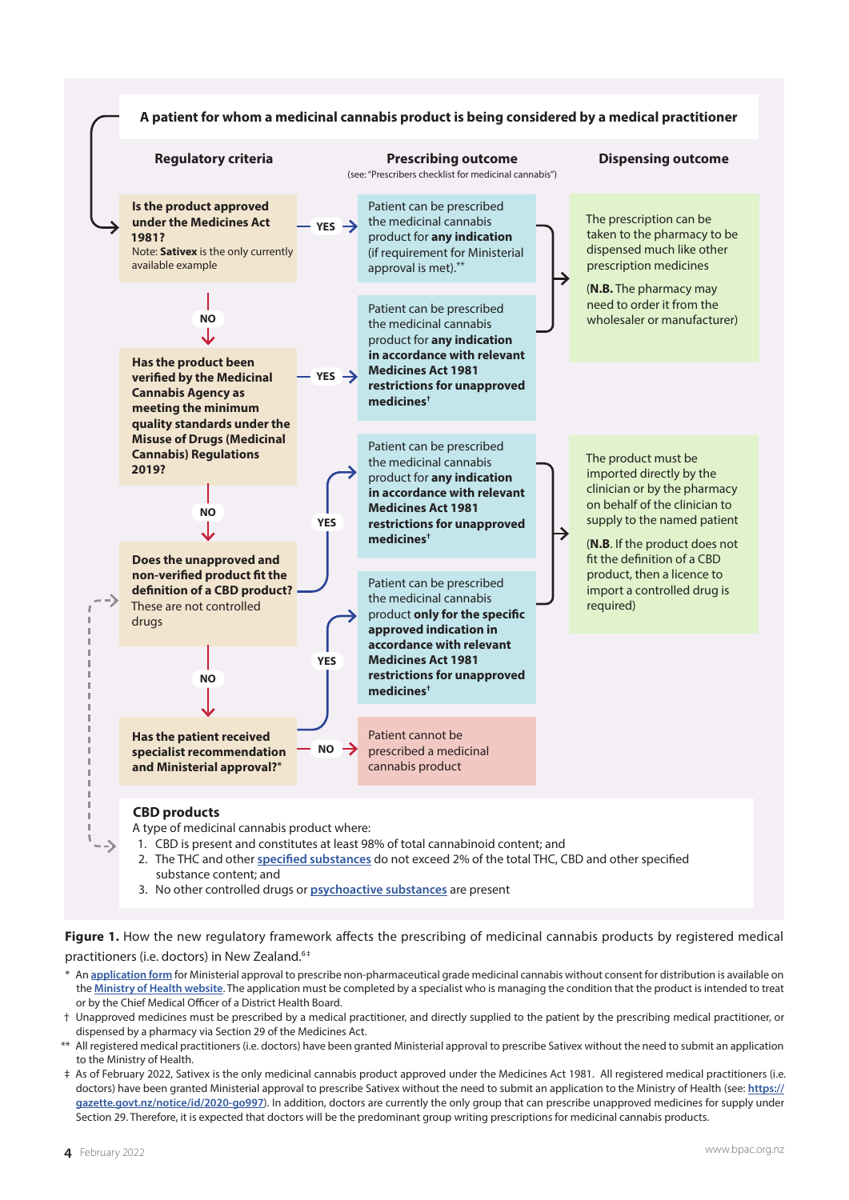**A patient for whom a medicinal cannabis product is being considered by a medical practitioner**

| Regulatory criteria | | Prescribing outcome (see: "Prescribers checklist for medicinal cannabis") | Dispensing outcome |
|---|---|---|---|
| **Is the product approved under the Medicines Act 1981?** Note: **Sativex** is the only currently available example | YES → | Patient can be prescribed the medicinal cannabis product for **any indication** (if requirement for Ministerial approval is met).** | The prescription can be taken to the pharmacy to be dispensed much like other prescription medicines (**N.B.** The pharmacy may need to order it from the wholesaler or manufacturer) |
| NO ↓ **Has the product been verified by the Medicinal Cannabis Agency as meeting the minimum quality standards under the Misuse of Drugs (Medicinal Cannabis) Regulations 2019?** | YES → | Patient can be prescribed the medicinal cannabis product for **any indication in accordance with relevant Medicines Act 1981 restrictions for unapproved medicines**† | The prescription can be taken to the pharmacy to be dispensed much like other prescription medicines (**N.B.** The pharmacy may need to order it from the wholesaler or manufacturer) |
| NO ↓ **Does the unapproved and non-verified product fit the definition of a CBD product?** These are not controlled drugs | YES → | Patient can be prescribed the medicinal cannabis product for **any indication in accordance with relevant Medicines Act 1981 restrictions for unapproved medicines**† | The product must be imported directly by the clinician or by the pharmacy on behalf of the clinician to supply to the named patient (**N.B.** If the product does not fit the definition of a CBD product, then a licence to import a controlled drug is required) |
| NO ↓ **Has the patient received specialist recommendation and Ministerial approval?*** | YES → | Patient can be prescribed the medicinal cannabis product **only for the specific approved indication in accordance with relevant Medicines Act 1981 restrictions for unapproved medicines**† | The product must be imported directly by the clinician or by the pharmacy on behalf of the clinician to supply to the named patient (**N.B.** If the product does not fit the definition of a CBD product, then a licence to import a controlled drug is required) |
| | NO → | Patient cannot be prescribed a medicinal cannabis product | |

**CBD products**

A type of medicinal cannabis product where:

1. CBD is present and constitutes at least 98% of total cannabinoid content; and
2. The THC and other specified substances do not exceed 2% of the total THC, CBD and other specified substance content; and
3. No other controlled drugs or psychoactive substances are present

**Figure 1.** How the new regulatory framework affects the prescribing of medicinal cannabis products by registered medical practitioners (i.e. doctors) in New Zealand.[6‡]

\* An application form for Ministerial approval to prescribe non-pharmaceutical grade medicinal cannabis without consent for distribution is available on the Ministry of Health website. The application must be completed by a specialist who is managing the condition that the product is intended to treat or by the Chief Medical Officer of a District Health Board.

† Unapproved medicines must be prescribed by a medical practitioner, and directly supplied to the patient by the prescribing medical practitioner, or dispensed by a pharmacy via Section 29 of the Medicines Act.

** All registered medical practitioners (i.e. doctors) have been granted Ministerial approval to prescribe Sativex without the need to submit an application to the Ministry of Health.

‡ As of February 2022, Sativex is the only medicinal cannabis product approved under the Medicines Act 1981. All registered medical practitioners (i.e. doctors) have been granted Ministerial approval to prescribe Sativex without the need to submit an application to the Ministry of Health (see: https://gazette.govt.nz/notice/id/2020-go997). In addition, doctors are currently the only group that can prescribe unapproved medicines for supply under Section 29. Therefore, it is expected that doctors will be the predominant group writing prescriptions for medicinal cannabis products.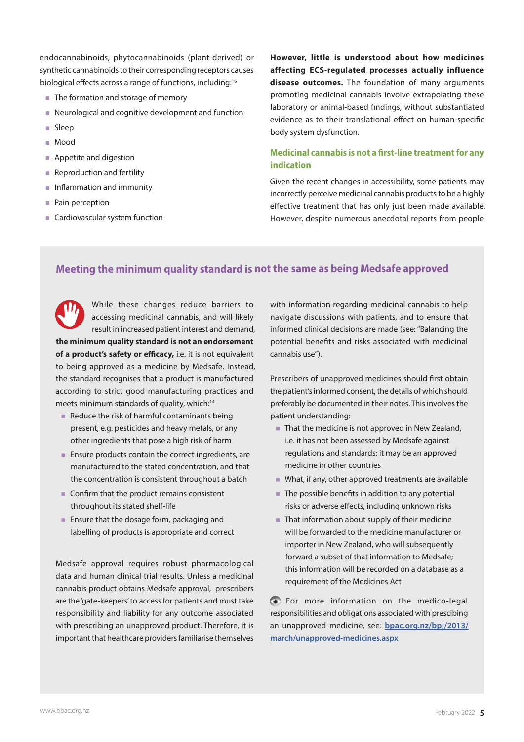endocannabinoids, phytocannabinoids (plant-derived) or synthetic cannabinoids to their corresponding receptors causes biological effects across a range of functions, including:[16]

- The formation and storage of memory
- Neurological and cognitive development and function
- Sleep
- Mood
- Appetite and digestion
- Reproduction and fertility
- Inflammation and immunity
- Pain perception
- Cardiovascular system function

**However, little is understood about how medicines affecting ECS-regulated processes actually influence disease outcomes.** The foundation of many arguments promoting medicinal cannabis involve extrapolating these laboratory or animal-based findings, without substantiated evidence as to their translational effect on human-specific body system dysfunction.

## Medicinal cannabis is not a first-line treatment for any indication

Given the recent changes in accessibility, some patients may incorrectly perceive medicinal cannabis products to be a highly effective treatment that has only just been made available. However, despite numerous anecdotal reports from people

### Meeting the minimum quality standard is not the same as being Medsafe approved

While these changes reduce barriers to accessing medicinal cannabis, and will likely result in increased patient interest and demand, **the minimum quality standard is not an endorsement of a product's safety or efficacy,** i.e. it is not equivalent to being approved as a medicine by Medsafe. Instead, the standard recognises that a product is manufactured according to strict good manufacturing practices and meets minimum standards of quality, which:[14]

- Reduce the risk of harmful contaminants being present, e.g. pesticides and heavy metals, or any other ingredients that pose a high risk of harm
- Ensure products contain the correct ingredients, are manufactured to the stated concentration, and that the concentration is consistent throughout a batch
- Confirm that the product remains consistent throughout its stated shelf-life
- Ensure that the dosage form, packaging and labelling of products is appropriate and correct

Medsafe approval requires robust pharmacological data and human clinical trial results. Unless a medicinal cannabis product obtains Medsafe approval, prescribers are the 'gate-keepers' to access for patients and must take responsibility and liability for any outcome associated with prescribing an unapproved product. Therefore, it is important that healthcare providers familiarise themselves with information regarding medicinal cannabis to help navigate discussions with patients, and to ensure that informed clinical decisions are made (see: "Balancing the potential benefits and risks associated with medicinal cannabis use").

Prescribers of unapproved medicines should first obtain the patient's informed consent, the details of which should preferably be documented in their notes. This involves the patient understanding:

- That the medicine is not approved in New Zealand, i.e. it has not been assessed by Medsafe against regulations and standards; it may be an approved medicine in other countries
- What, if any, other approved treatments are available
- The possible benefits in addition to any potential risks or adverse effects, including unknown risks
- That information about supply of their medicine will be forwarded to the medicine manufacturer or importer in New Zealand, who will subsequently forward a subset of that information to Medsafe; this information will be recorded on a database as a requirement of the Medicines Act

For more information on the medico-legal responsibilities and obligations associated with prescibing an unapproved medicine, see: bpac.org.nz/bpj/2013/march/unapproved-medicines.aspx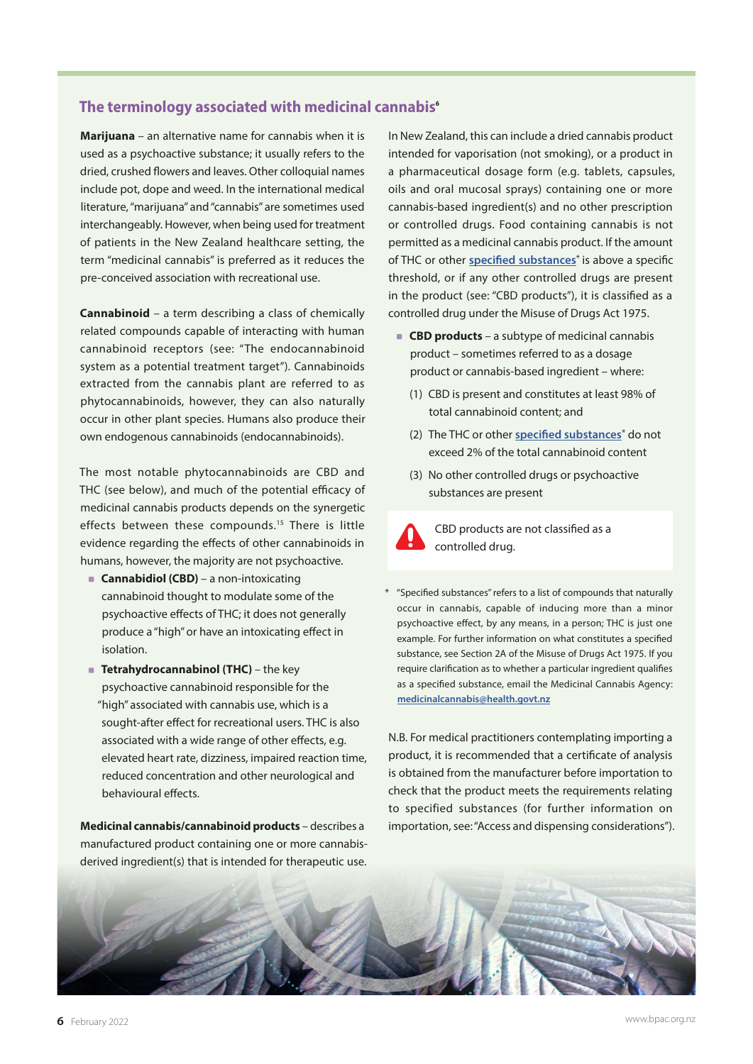## The terminology associated with medicinal cannabis[6]

**Marijuana** – an alternative name for cannabis when it is used as a psychoactive substance; it usually refers to the dried, crushed flowers and leaves. Other colloquial names include pot, dope and weed. In the international medical literature, "marijuana" and "cannabis" are sometimes used interchangeably. However, when being used for treatment of patients in the New Zealand healthcare setting, the term "medicinal cannabis" is preferred as it reduces the pre-conceived association with recreational use.

**Cannabinoid** – a term describing a class of chemically related compounds capable of interacting with human cannabinoid receptors (see: "The endocannabinoid system as a potential treatment target"). Cannabinoids extracted from the cannabis plant are referred to as phytocannabinoids, however, they can also naturally occur in other plant species. Humans also produce their own endogenous cannabinoids (endocannabinoids).

The most notable phytocannabinoids are CBD and THC (see below), and much of the potential efficacy of medicinal cannabis products depends on the synergetic effects between these compounds.[15] There is little evidence regarding the effects of other cannabinoids in humans, however, the majority are not psychoactive.

- **Cannabidiol (CBD)** – a non-intoxicating cannabinoid thought to modulate some of the psychoactive effects of THC; it does not generally produce a "high" or have an intoxicating effect in isolation.
- **Tetrahydrocannabinol (THC)** – the key psychoactive cannabinoid responsible for the "high" associated with cannabis use, which is a sought-after effect for recreational users. THC is also associated with a wide range of other effects, e.g. elevated heart rate, dizziness, impaired reaction time, reduced concentration and other neurological and behavioural effects.

**Medicinal cannabis/cannabinoid products** – describes a manufactured product containing one or more cannabis-derived ingredient(s) that is intended for therapeutic use. In New Zealand, this can include a dried cannabis product intended for vaporisation (not smoking), or a product in a pharmaceutical dosage form (e.g. tablets, capsules, oils and oral mucosal sprays) containing one or more cannabis-based ingredient(s) and no other prescription or controlled drugs. Food containing cannabis is not permitted as a medicinal cannabis product. If the amount of THC or other specified substances* is above a specific threshold, or if any other controlled drugs are present in the product (see: "CBD products"), it is classified as a controlled drug under the Misuse of Drugs Act 1975.

- **CBD products** – a subtype of medicinal cannabis product – sometimes referred to as a dosage product or cannabis-based ingredient – where:
  1. CBD is present and constitutes at least 98% of total cannabinoid content; and
  2. The THC or other specified substances* do not exceed 2% of the total cannabinoid content
  3. No other controlled drugs or psychoactive substances are present

CBD products are not classified as a controlled drug.

\* "Specified substances" refers to a list of compounds that naturally occur in cannabis, capable of inducing more than a minor psychoactive effect, by any means, in a person; THC is just one example. For further information on what constitutes a specified substance, see Section 2A of the Misuse of Drugs Act 1975. If you require clarification as to whether a particular ingredient qualifies as a specified substance, email the Medicinal Cannabis Agency: medicinalcannabis@health.govt.nz

N.B. For medical practitioners contemplating importing a product, it is recommended that a certificate of analysis is obtained from the manufacturer before importation to check that the product meets the requirements relating to specified substances (for further information on importation, see: "Access and dispensing considerations").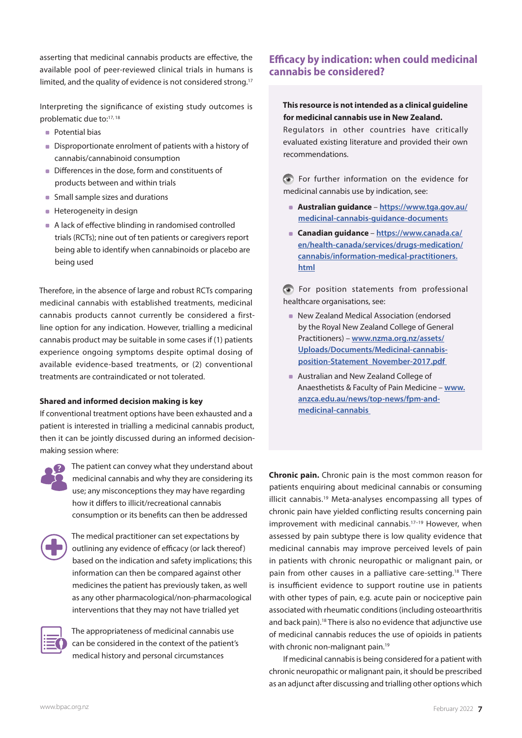asserting that medicinal cannabis products are effective, the available pool of peer-reviewed clinical trials in humans is limited, and the quality of evidence is not considered strong.[17]

Interpreting the significance of existing study outcomes is problematic due to:[17, 18]

- Potential bias
- Disproportionate enrolment of patients with a history of cannabis/cannabinoid consumption
- Differences in the dose, form and constituents of products between and within trials
- Small sample sizes and durations
- Heterogeneity in design
- A lack of effective blinding in randomised controlled trials (RCTs); nine out of ten patients or caregivers report being able to identify when cannabinoids or placebo are being used

Therefore, in the absence of large and robust RCTs comparing medicinal cannabis with established treatments, medicinal cannabis products cannot currently be considered a first-line option for any indication. However, trialling a medicinal cannabis product may be suitable in some cases if (1) patients experience ongoing symptoms despite optimal dosing of available evidence-based treatments, or (2) conventional treatments are contraindicated or not tolerated.

#### Shared and informed decision making is key

If conventional treatment options have been exhausted and a patient is interested in trialling a medicinal cannabis product, then it can be jointly discussed during an informed decision-making session where:

- The patient can convey what they understand about medicinal cannabis and why they are considering its use; any misconceptions they may have regarding how it differs to illicit/recreational cannabis consumption or its benefits can then be addressed
- The medical practitioner can set expectations by outlining any evidence of efficacy (or lack thereof) based on the indication and safety implications; this information can then be compared against other medicines the patient has previously taken, as well as any other pharmacological/non-pharmacological interventions that they may not have trialled yet
- The appropriateness of medicinal cannabis use can be considered in the context of the patient's medical history and personal circumstances

## Efficacy by indication: when could medicinal cannabis be considered?

**This resource is not intended as a clinical guideline for medicinal cannabis use in New Zealand.** Regulators in other countries have critically evaluated existing literature and provided their own recommendations.

For further information on the evidence for medicinal cannabis use by indication, see:

- **Australian guidance** – https://www.tga.gov.au/medicinal-cannabis-guidance-documents
- **Canadian guidance** – https://www.canada.ca/en/health-canada/services/drugs-medication/cannabis/information-medical-practitioners.html

For position statements from professional healthcare organisations, see:

- New Zealand Medical Association (endorsed by the Royal New Zealand College of General Practitioners) – www.nzma.org.nz/assets/Uploads/Documents/Medicinal-cannabis-position-Statement_November-2017.pdf
- Australian and New Zealand College of Anaesthetists & Faculty of Pain Medicine – www.anzca.edu.au/news/top-news/fpm-and-medicinal-cannabis

**Chronic pain.** Chronic pain is the most common reason for patients enquiring about medicinal cannabis or consuming illicit cannabis.[19] Meta-analyses encompassing all types of chronic pain have yielded conflicting results concerning pain improvement with medicinal cannabis.[17–19] However, when assessed by pain subtype there is low quality evidence that medicinal cannabis may improve perceived levels of pain in patients with chronic neuropathic or malignant pain, or pain from other causes in a palliative care-setting.[18] There is insufficient evidence to support routine use in patients with other types of pain, e.g. acute pain or nociceptive pain associated with rheumatic conditions (including osteoarthritis and back pain).[18] There is also no evidence that adjunctive use of medicinal cannabis reduces the use of opioids in patients with chronic non-malignant pain.[19]

If medicinal cannabis is being considered for a patient with chronic neuropathic or malignant pain, it should be prescribed as an adjunct after discussing and trialling other options which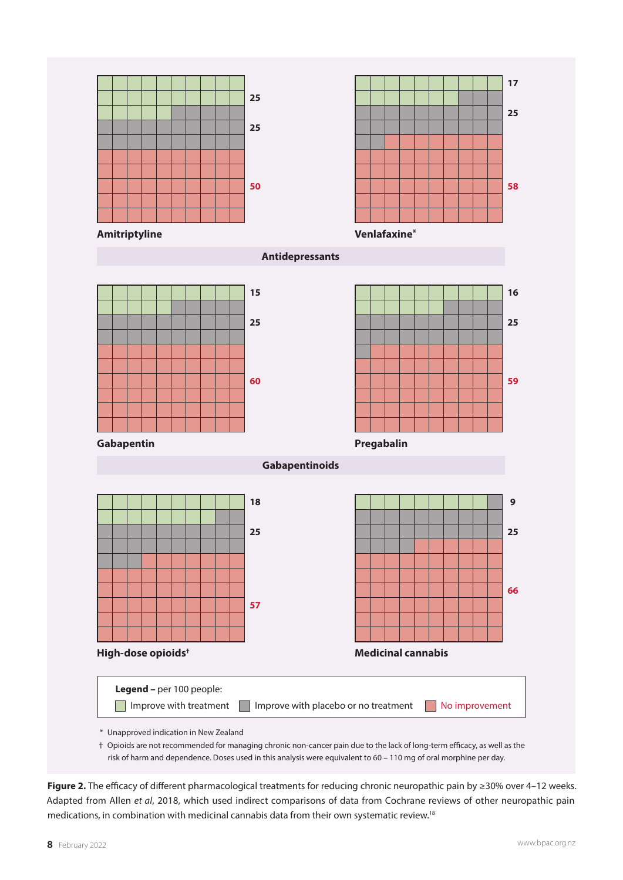| Medication | Group | Improve with treatment | Improve with placebo or no treatment | No improvement |
|---|---|---|---|---|
| Amitriptyline | Antidepressants | 25 | 25 | 50 |
| Venlafaxine* | Antidepressants | 17 | 25 | 58 |
| Gabapentin | Gabapentinoids | 15 | 25 | 60 |
| Pregabalin | Gabapentinoids | 16 | 25 | 59 |
| High-dose opioids† | | 18 | 25 | 57 |
| Medicinal cannabis | | 9 | 25 | 66 |

**Legend** – per 100 people: Improve with treatment; Improve with placebo or no treatment; No improvement

\* Unapproved indication in New Zealand

† Opioids are not recommended for managing chronic non-cancer pain due to the lack of long-term efficacy, as well as the risk of harm and dependence. Doses used in this analysis were equivalent to 60 – 110 mg of oral morphine per day.

**Figure 2.** The efficacy of different pharmacological treatments for reducing chronic neuropathic pain by ≥30% over 4–12 weeks. Adapted from Allen *et al*, 2018, which used indirect comparisons of data from Cochrane reviews of other neuropathic pain medications, in combination with medicinal cannabis data from their own systematic review.[18]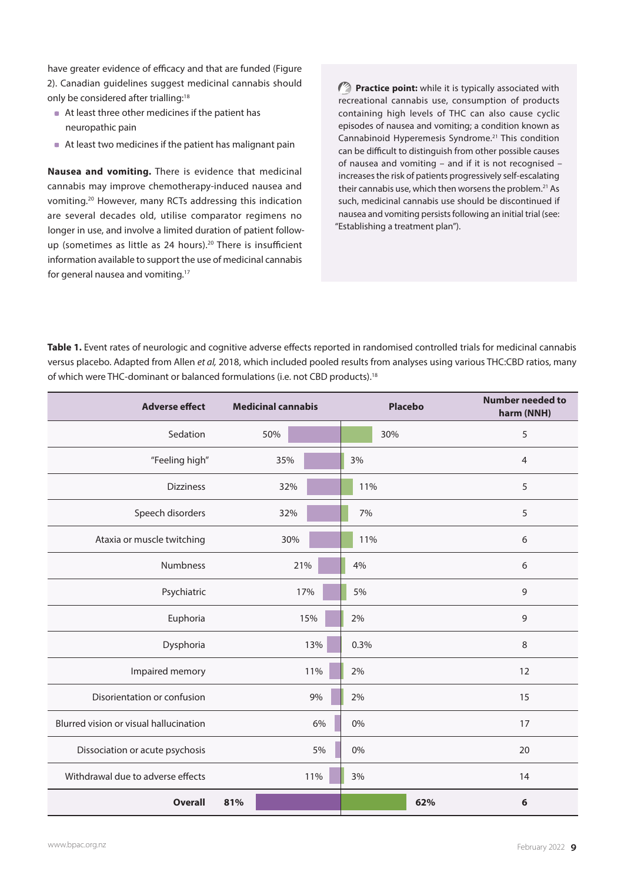have greater evidence of efficacy and that are funded (Figure 2). Canadian guidelines suggest medicinal cannabis should only be considered after trialling:[18]

- At least three other medicines if the patient has neuropathic pain
- At least two medicines if the patient has malignant pain

**Nausea and vomiting.** There is evidence that medicinal cannabis may improve chemotherapy-induced nausea and vomiting.[20] However, many RCTs addressing this indication are several decades old, utilise comparator regimens no longer in use, and involve a limited duration of patient follow-up (sometimes as little as 24 hours).[20] There is insufficient information available to support the use of medicinal cannabis for general nausea and vomiting.[17]

**Practice point:** while it is typically associated with recreational cannabis use, consumption of products containing high levels of THC can also cause cyclic episodes of nausea and vomiting; a condition known as Cannabinoid Hyperemesis Syndrome.[21] This condition can be difficult to distinguish from other possible causes of nausea and vomiting – and if it is not recognised – increases the risk of patients progressively self-escalating their cannabis use, which then worsens the problem.[21] As such, medicinal cannabis use should be discontinued if nausea and vomiting persists following an initial trial (see: "Establishing a treatment plan").

**Table 1.** Event rates of neurologic and cognitive adverse effects reported in randomised controlled trials for medicinal cannabis versus placebo. Adapted from Allen *et al,* 2018, which included pooled results from analyses using various THC:CBD ratios, many of which were THC-dominant or balanced formulations (i.e. not CBD products).[18]

| Adverse effect | Medicinal cannabis | Placebo | Number needed to harm (NNH) |
|---|---|---|---|
| Sedation | 50% | 30% | 5 |
| "Feeling high" | 35% | 3% | 4 |
| Dizziness | 32% | 11% | 5 |
| Speech disorders | 32% | 7% | 5 |
| Ataxia or muscle twitching | 30% | 11% | 6 |
| Numbness | 21% | 4% | 6 |
| Psychiatric | 17% | 5% | 9 |
| Euphoria | 15% | 2% | 9 |
| Dysphoria | 13% | 0.3% | 8 |
| Impaired memory | 11% | 2% | 12 |
| Disorientation or confusion | 9% | 2% | 15 |
| Blurred vision or visual hallucination | 6% | 0% | 17 |
| Dissociation or acute psychosis | 5% | 0% | 20 |
| Withdrawal due to adverse effects | 11% | 3% | 14 |
| **Overall** | **81%** | **62%** | **6** |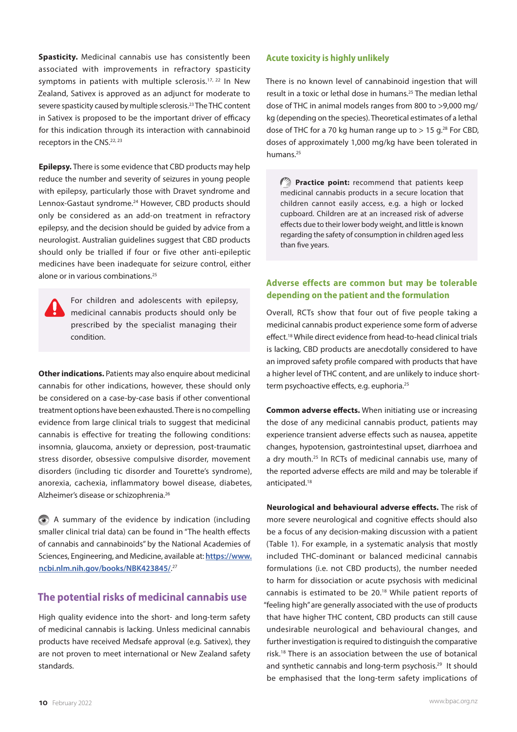**Spasticity.** Medicinal cannabis use has consistently been associated with improvements in refractory spasticity symptoms in patients with multiple sclerosis.[17, 22] In New Zealand, Sativex is approved as an adjunct for moderate to severe spasticity caused by multiple sclerosis.[23] The THC content in Sativex is proposed to be the important driver of efficacy for this indication through its interaction with cannabinoid receptors in the CNS.[22, 23]

**Epilepsy.** There is some evidence that CBD products may help reduce the number and severity of seizures in young people with epilepsy, particularly those with Dravet syndrome and Lennox-Gastaut syndrome.[24] However, CBD products should only be considered as an add-on treatment in refractory epilepsy, and the decision should be guided by advice from a neurologist. Australian guidelines suggest that CBD products should only be trialled if four or five other anti-epileptic medicines have been inadequate for seizure control, either alone or in various combinations.[25]

> For children and adolescents with epilepsy, medicinal cannabis products should only be prescribed by the specialist managing their condition.

**Other indications.** Patients may also enquire about medicinal cannabis for other indications, however, these should only be considered on a case-by-case basis if other conventional treatment options have been exhausted. There is no compelling evidence from large clinical trials to suggest that medicinal cannabis is effective for treating the following conditions: insomnia, glaucoma, anxiety or depression, post-traumatic stress disorder, obsessive compulsive disorder, movement disorders (including tic disorder and Tourette's syndrome), anorexia, cachexia, inflammatory bowel disease, diabetes, Alzheimer's disease or schizophrenia.[26]

A summary of the evidence by indication (including smaller clinical trial data) can be found in "The health effects of cannabis and cannabinoids" by the National Academies of Sciences, Engineering, and Medicine, available at: [https://www.ncbi.nlm.nih.gov/books/NBK423845/](https://www.ncbi.nlm.nih.gov/books/NBK423845/).[27]

## The potential risks of medicinal cannabis use

High quality evidence into the short- and long-term safety of medicinal cannabis is lacking. Unless medicinal cannabis products have received Medsafe approval (e.g. Sativex), they are not proven to meet international or New Zealand safety standards.

### Acute toxicity is highly unlikely

There is no known level of cannabinoid ingestion that will result in a toxic or lethal dose in humans.[25] The median lethal dose of THC in animal models ranges from 800 to >9,000 mg/kg (depending on the species). Theoretical estimates of a lethal dose of THC for a 70 kg human range up to > 15 g.[28] For CBD, doses of approximately 1,000 mg/kg have been tolerated in humans.[25]

> **Practice point:** recommend that patients keep medicinal cannabis products in a secure location that children cannot easily access, e.g. a high or locked cupboard. Children are at an increased risk of adverse effects due to their lower body weight, and little is known regarding the safety of consumption in children aged less than five years.

### Adverse effects are common but may be tolerable depending on the patient and the formulation

Overall, RCTs show that four out of five people taking a medicinal cannabis product experience some form of adverse effect.[18] While direct evidence from head-to-head clinical trials is lacking, CBD products are anecdotally considered to have an improved safety profile compared with products that have a higher level of THC content, and are unlikely to induce short-term psychoactive effects, e.g. euphoria.[25]

**Common adverse effects.** When initiating use or increasing the dose of any medicinal cannabis product, patients may experience transient adverse effects such as nausea, appetite changes, hypotension, gastrointestinal upset, diarrhoea and a dry mouth.[25] In RCTs of medicinal cannabis use, many of the reported adverse effects are mild and may be tolerable if anticipated.[18]

**Neurological and behavioural adverse effects.** The risk of more severe neurological and cognitive effects should also be a focus of any decision-making discussion with a patient (Table 1). For example, in a systematic analysis that mostly included THC-dominant or balanced medicinal cannabis formulations (i.e. not CBD products), the number needed to harm for dissociation or acute psychosis with medicinal cannabis is estimated to be 20.[18] While patient reports of "feeling high" are generally associated with the use of products that have higher THC content, CBD products can still cause undesirable neurological and behavioural changes, and further investigation is required to distinguish the comparative risk.[18] There is an association between the use of botanical and synthetic cannabis and long-term psychosis.[29] It should be emphasised that the long-term safety implications of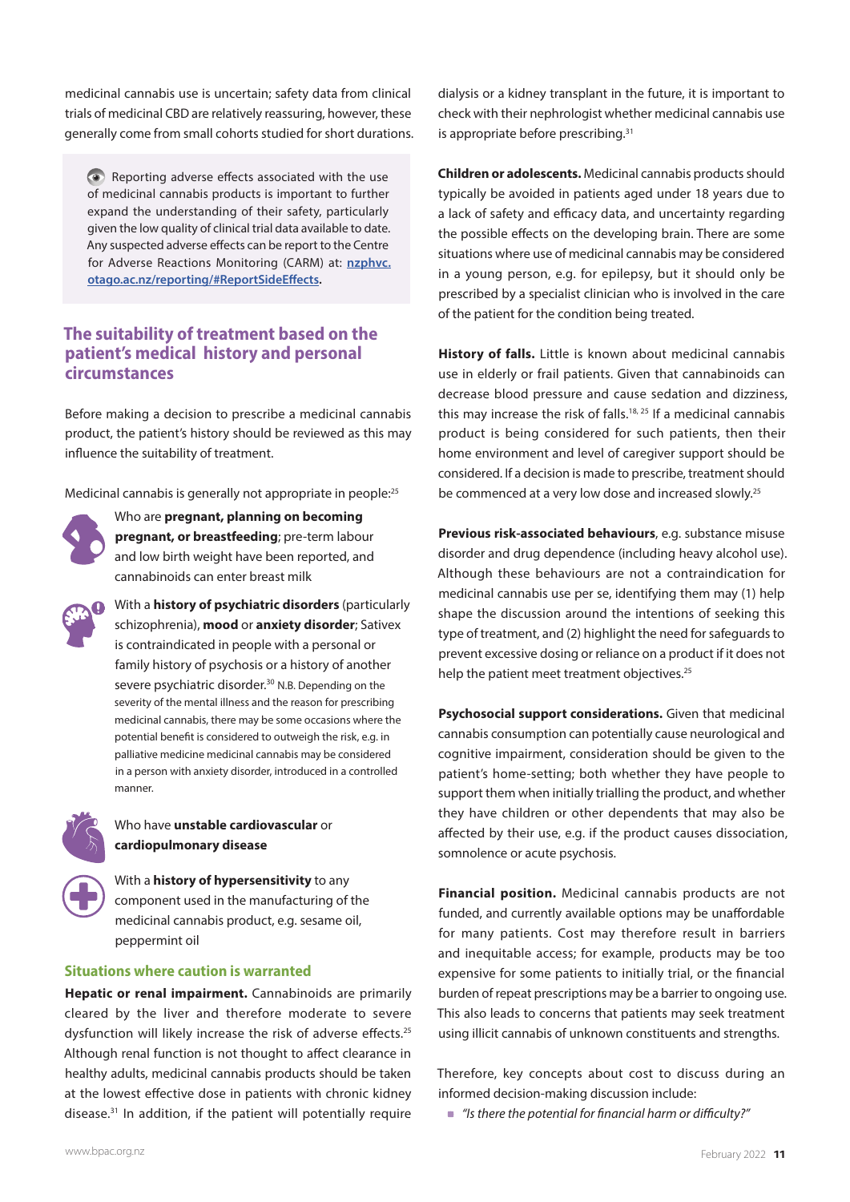medicinal cannabis use is uncertain; safety data from clinical trials of medicinal CBD are relatively reassuring, however, these generally come from small cohorts studied for short durations.

> Reporting adverse effects associated with the use of medicinal cannabis products is important to further expand the understanding of their safety, particularly given the low quality of clinical trial data available to date. Any suspected adverse effects can be report to the Centre for Adverse Reactions Monitoring (CARM) at: **nzphvc.otago.ac.nz/reporting/#ReportSideEffects.**

## The suitability of treatment based on the patient's medical history and personal circumstances

Before making a decision to prescribe a medicinal cannabis product, the patient's history should be reviewed as this may influence the suitability of treatment.

Medicinal cannabis is generally not appropriate in people:[25]

- Who are **pregnant, planning on becoming pregnant, or breastfeeding**; pre-term labour and low birth weight have been reported, and cannabinoids can enter breast milk
- With a **history of psychiatric disorders** (particularly schizophrenia), **mood** or **anxiety disorder**; Sativex is contraindicated in people with a personal or family history of psychosis or a history of another severe psychiatric disorder.[30] N.B. Depending on the severity of the mental illness and the reason for prescribing medicinal cannabis, there may be some occasions where the potential benefit is considered to outweigh the risk, e.g. in palliative medicine medicinal cannabis may be considered in a person with anxiety disorder, introduced in a controlled manner.
- Who have **unstable cardiovascular** or **cardiopulmonary disease**
- With a **history of hypersensitivity** to any component used in the manufacturing of the medicinal cannabis product, e.g. sesame oil, peppermint oil

### Situations where caution is warranted

**Hepatic or renal impairment.** Cannabinoids are primarily cleared by the liver and therefore moderate to severe dysfunction will likely increase the risk of adverse effects.[25] Although renal function is not thought to affect clearance in healthy adults, medicinal cannabis products should be taken at the lowest effective dose in patients with chronic kidney disease.[31] In addition, if the patient will potentially require dialysis or a kidney transplant in the future, it is important to check with their nephrologist whether medicinal cannabis use is appropriate before prescribing.[31]

**Children or adolescents.** Medicinal cannabis products should typically be avoided in patients aged under 18 years due to a lack of safety and efficacy data, and uncertainty regarding the possible effects on the developing brain. There are some situations where use of medicinal cannabis may be considered in a young person, e.g. for epilepsy, but it should only be prescribed by a specialist clinician who is involved in the care of the patient for the condition being treated.

**History of falls.** Little is known about medicinal cannabis use in elderly or frail patients. Given that cannabinoids can decrease blood pressure and cause sedation and dizziness, this may increase the risk of falls.[18, 25] If a medicinal cannabis product is being considered for such patients, then their home environment and level of caregiver support should be considered. If a decision is made to prescribe, treatment should be commenced at a very low dose and increased slowly.[25]

**Previous risk-associated behaviours**, e.g. substance misuse disorder and drug dependence (including heavy alcohol use). Although these behaviours are not a contraindication for medicinal cannabis use per se, identifying them may (1) help shape the discussion around the intentions of seeking this type of treatment, and (2) highlight the need for safeguards to prevent excessive dosing or reliance on a product if it does not help the patient meet treatment objectives.[25]

**Psychosocial support considerations.** Given that medicinal cannabis consumption can potentially cause neurological and cognitive impairment, consideration should be given to the patient's home-setting; both whether they have people to support them when initially trialling the product, and whether they have children or other dependents that may also be affected by their use, e.g. if the product causes dissociation, somnolence or acute psychosis.

**Financial position.** Medicinal cannabis products are not funded, and currently available options may be unaffordable for many patients. Cost may therefore result in barriers and inequitable access; for example, products may be too expensive for some patients to initially trial, or the financial burden of repeat prescriptions may be a barrier to ongoing use. This also leads to concerns that patients may seek treatment using illicit cannabis of unknown constituents and strengths.

Therefore, key concepts about cost to discuss during an informed decision-making discussion include:

- *"Is there the potential for financial harm or difficulty?"*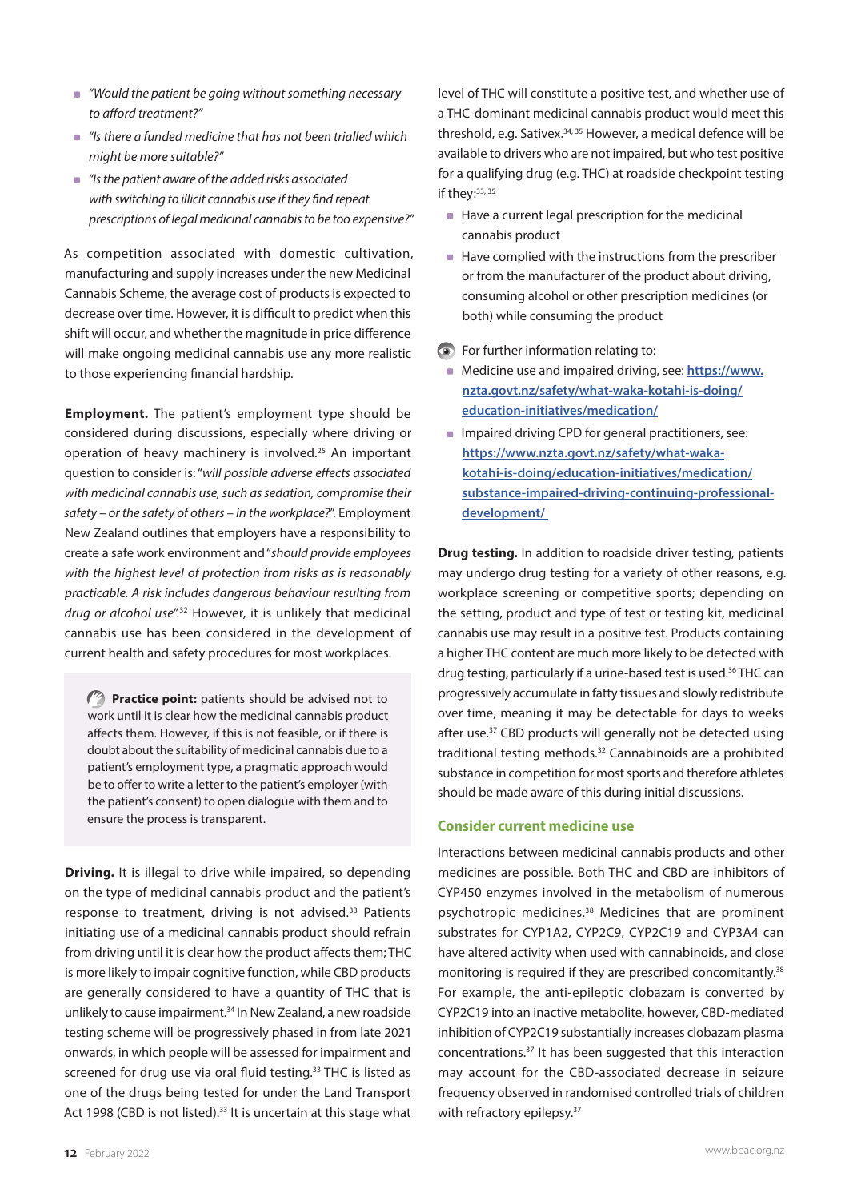- *"Would the patient be going without something necessary to afford treatment?"*
- *"Is there a funded medicine that has not been trialled which might be more suitable?"*
- *"Is the patient aware of the added risks associated with switching to illicit cannabis use if they find repeat prescriptions of legal medicinal cannabis to be too expensive?"*

As competition associated with domestic cultivation, manufacturing and supply increases under the new Medicinal Cannabis Scheme, the average cost of products is expected to decrease over time. However, it is difficult to predict when this shift will occur, and whether the magnitude in price difference will make ongoing medicinal cannabis use any more realistic to those experiencing financial hardship.

**Employment.** The patient's employment type should be considered during discussions, especially where driving or operation of heavy machinery is involved.[25] An important question to consider is: *"will possible adverse effects associated with medicinal cannabis use, such as sedation, compromise their safety – or the safety of others – in the workplace?"*. Employment New Zealand outlines that employers have a responsibility to create a safe work environment and *"should provide employees with the highest level of protection from risks as is reasonably practicable. A risk includes dangerous behaviour resulting from drug or alcohol use"*.[32] However, it is unlikely that medicinal cannabis use has been considered in the development of current health and safety procedures for most workplaces.

> **Practice point:** patients should be advised not to work until it is clear how the medicinal cannabis product affects them. However, if this is not feasible, or if there is doubt about the suitability of medicinal cannabis due to a patient's employment type, a pragmatic approach would be to offer to write a letter to the patient's employer (with the patient's consent) to open dialogue with them and to ensure the process is transparent.

**Driving.** It is illegal to drive while impaired, so depending on the type of medicinal cannabis product and the patient's response to treatment, driving is not advised.[33] Patients initiating use of a medicinal cannabis product should refrain from driving until it is clear how the product affects them; THC is more likely to impair cognitive function, while CBD products are generally considered to have a quantity of THC that is unlikely to cause impairment.[34] In New Zealand, a new roadside testing scheme will be progressively phased in from late 2021 onwards, in which people will be assessed for impairment and screened for drug use via oral fluid testing.[33] THC is listed as one of the drugs being tested for under the Land Transport Act 1998 (CBD is not listed).[33] It is uncertain at this stage what level of THC will constitute a positive test, and whether use of a THC-dominant medicinal cannabis product would meet this threshold, e.g. Sativex.[34, 35] However, a medical defence will be available to drivers who are not impaired, but who test positive for a qualifying drug (e.g. THC) at roadside checkpoint testing if they:[33, 35]

- Have a current legal prescription for the medicinal cannabis product
- Have complied with the instructions from the prescriber or from the manufacturer of the product about driving, consuming alcohol or other prescription medicines (or both) while consuming the product

For further information relating to:

- Medicine use and impaired driving, see: https://www.nzta.govt.nz/safety/what-waka-kotahi-is-doing/education-initiatives/medication/
- Impaired driving CPD for general practitioners, see: https://www.nzta.govt.nz/safety/what-waka-kotahi-is-doing/education-initiatives/medication/substance-impaired-driving-continuing-professional-development/

**Drug testing.** In addition to roadside driver testing, patients may undergo drug testing for a variety of other reasons, e.g. workplace screening or competitive sports; depending on the setting, product and type of test or testing kit, medicinal cannabis use may result in a positive test. Products containing a higher THC content are much more likely to be detected with drug testing, particularly if a urine-based test is used.[36] THC can progressively accumulate in fatty tissues and slowly redistribute over time, meaning it may be detectable for days to weeks after use.[37] CBD products will generally not be detected using traditional testing methods.[32] Cannabinoids are a prohibited substance in competition for most sports and therefore athletes should be made aware of this during initial discussions.

## Consider current medicine use

Interactions between medicinal cannabis products and other medicines are possible. Both THC and CBD are inhibitors of CYP450 enzymes involved in the metabolism of numerous psychotropic medicines.[38] Medicines that are prominent substrates for CYP1A2, CYP2C9, CYP2C19 and CYP3A4 can have altered activity when used with cannabinoids, and close monitoring is required if they are prescribed concomitantly.[38] For example, the anti-epileptic clobazam is converted by CYP2C19 into an inactive metabolite, however, CBD-mediated inhibition of CYP2C19 substantially increases clobazam plasma concentrations.[37] It has been suggested that this interaction may account for the CBD-associated decrease in seizure frequency observed in randomised controlled trials of children with refractory epilepsy.[37]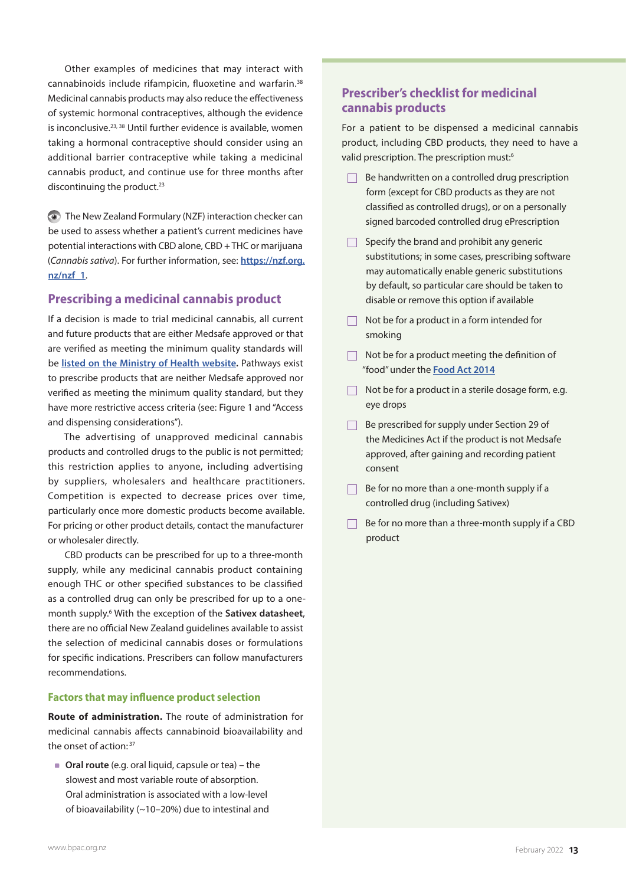Other examples of medicines that may interact with cannabinoids include rifampicin, fluoxetine and warfarin.[38] Medicinal cannabis products may also reduce the effectiveness of systemic hormonal contraceptives, although the evidence is inconclusive.[23, 38] Until further evidence is available, women taking a hormonal contraceptive should consider using an additional barrier contraceptive while taking a medicinal cannabis product, and continue use for three months after discontinuing the product.[23]

The New Zealand Formulary (NZF) interaction checker can be used to assess whether a patient's current medicines have potential interactions with CBD alone, CBD + THC or marijuana (*Cannabis sativa*). For further information, see: [https://nzf.org.nz/nzf_1](https://nzf.org.nz/nzf_1).

## Prescribing a medicinal cannabis product

If a decision is made to trial medicinal cannabis, all current and future products that are either Medsafe approved or that are verified as meeting the minimum quality standards will be [listed on the Ministry of Health website](#). Pathways exist to prescribe products that are neither Medsafe approved nor verified as meeting the minimum quality standard, but they have more restrictive access criteria (see: Figure 1 and "Access and dispensing considerations").

The advertising of unapproved medicinal cannabis products and controlled drugs to the public is not permitted; this restriction applies to anyone, including advertising by suppliers, wholesalers and healthcare practitioners. Competition is expected to decrease prices over time, particularly once more domestic products become available. For pricing or other product details, contact the manufacturer or wholesaler directly.

CBD products can be prescribed for up to a three-month supply, while any medicinal cannabis product containing enough THC or other specified substances to be classified as a controlled drug can only be prescribed for up to a one-month supply.[6] With the exception of the **Sativex datasheet**, there are no official New Zealand guidelines available to assist the selection of medicinal cannabis doses or formulations for specific indications. Prescribers can follow manufacturers recommendations.

### Factors that may influence product selection

**Route of administration.** The route of administration for medicinal cannabis affects cannabinoid bioavailability and the onset of action:[37]

- **Oral route** (e.g. oral liquid, capsule or tea) – the slowest and most variable route of absorption. Oral administration is associated with a low-level of bioavailability (~10–20%) due to intestinal and

## Prescriber's checklist for medicinal cannabis products

For a patient to be dispensed a medicinal cannabis product, including CBD products, they need to have a valid prescription. The prescription must:[6]

- ☐ Be handwritten on a controlled drug prescription form (except for CBD products as they are not classified as controlled drugs), or on a personally signed barcoded controlled drug ePrescription
- ☐ Specify the brand and prohibit any generic substitutions; in some cases, prescribing software may automatically enable generic substitutions by default, so particular care should be taken to disable or remove this option if available
- ☐ Not be for a product in a form intended for smoking
- ☐ Not be for a product meeting the definition of "food" under the [Food Act 2014](#)
- ☐ Not be for a product in a sterile dosage form, e.g. eye drops
- ☐ Be prescribed for supply under Section 29 of the Medicines Act if the product is not Medsafe approved, after gaining and recording patient consent
- ☐ Be for no more than a one-month supply if a controlled drug (including Sativex)
- ☐ Be for no more than a three-month supply if a CBD product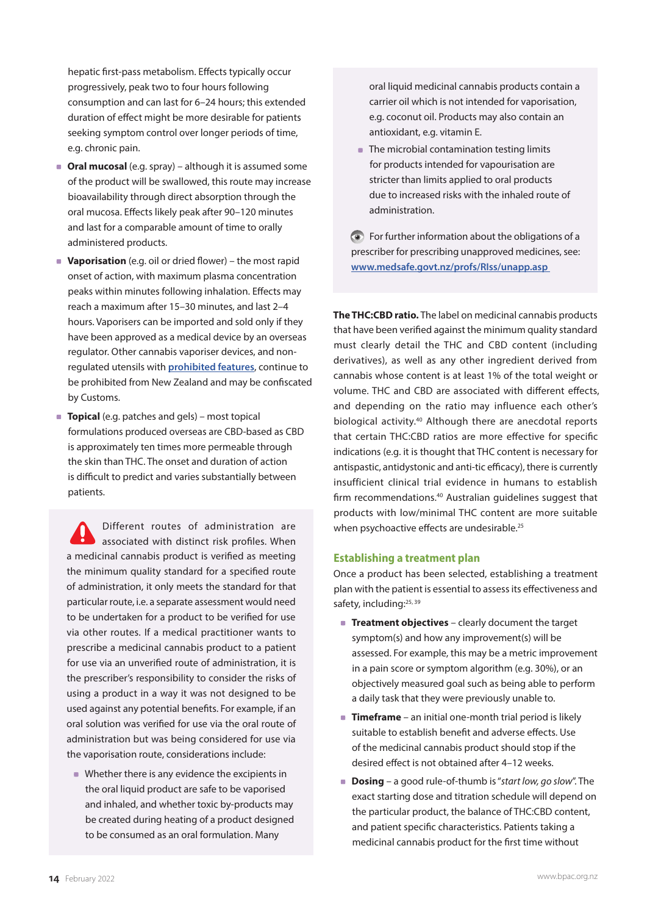hepatic first-pass metabolism. Effects typically occur progressively, peak two to four hours following consumption and can last for 6–24 hours; this extended duration of effect might be more desirable for patients seeking symptom control over longer periods of time, e.g. chronic pain.

- **Oral mucosal** (e.g. spray) – although it is assumed some of the product will be swallowed, this route may increase bioavailability through direct absorption through the oral mucosa. Effects likely peak after 90–120 minutes and last for a comparable amount of time to orally administered products.
- **Vaporisation** (e.g. oil or dried flower) – the most rapid onset of action, with maximum plasma concentration peaks within minutes following inhalation. Effects may reach a maximum after 15–30 minutes, and last 2–4 hours. Vaporisers can be imported and sold only if they have been approved as a medical device by an overseas regulator. Other cannabis vaporiser devices, and non-regulated utensils with prohibited features, continue to be prohibited from New Zealand and may be confiscated by Customs.
- **Topical** (e.g. patches and gels) – most topical formulations produced overseas are CBD-based as CBD is approximately ten times more permeable through the skin than THC. The onset and duration of action is difficult to predict and varies substantially between patients.

Different routes of administration are associated with distinct risk profiles. When a medicinal cannabis product is verified as meeting the minimum quality standard for a specified route of administration, it only meets the standard for that particular route, i.e. a separate assessment would need to be undertaken for a product to be verified for use via other routes. If a medical practitioner wants to prescribe a medicinal cannabis product to a patient for use via an unverified route of administration, it is the prescriber's responsibility to consider the risks of using a product in a way it was not designed to be used against any potential benefits. For example, if an oral solution was verified for use via the oral route of administration but was being considered for use via the vaporisation route, considerations include:

- Whether there is any evidence the excipients in the oral liquid product are safe to be vaporised and inhaled, and whether toxic by-products may be created during heating of a product designed to be consumed as an oral formulation. Many oral liquid medicinal cannabis products contain a carrier oil which is not intended for vaporisation, e.g. coconut oil. Products may also contain an antioxidant, e.g. vitamin E.
- The microbial contamination testing limits for products intended for vapourisation are stricter than limits applied to oral products due to increased risks with the inhaled route of administration.

For further information about the obligations of a prescriber for prescribing unapproved medicines, see: www.medsafe.govt.nz/profs/RIss/unapp.asp

**The THC:CBD ratio.** The label on medicinal cannabis products that have been verified against the minimum quality standard must clearly detail the THC and CBD content (including derivatives), as well as any other ingredient derived from cannabis whose content is at least 1% of the total weight or volume. THC and CBD are associated with different effects, and depending on the ratio may influence each other's biological activity.[40] Although there are anecdotal reports that certain THC:CBD ratios are more effective for specific indications (e.g. it is thought that THC content is necessary for antispastic, antidystonic and anti-tic efficacy), there is currently insufficient clinical trial evidence in humans to establish firm recommendations.[40] Australian guidelines suggest that products with low/minimal THC content are more suitable when psychoactive effects are undesirable.[25]

## Establishing a treatment plan

Once a product has been selected, establishing a treatment plan with the patient is essential to assess its effectiveness and safety, including:[25, 39]

- **Treatment objectives** – clearly document the target symptom(s) and how any improvement(s) will be assessed. For example, this may be a metric improvement in a pain score or symptom algorithm (e.g. 30%), or an objectively measured goal such as being able to perform a daily task that they were previously unable to.
- **Timeframe** – an initial one-month trial period is likely suitable to establish benefit and adverse effects. Use of the medicinal cannabis product should stop if the desired effect is not obtained after 4–12 weeks.
- **Dosing** – a good rule-of-thumb is "*start low, go slow*". The exact starting dose and titration schedule will depend on the particular product, the balance of THC:CBD content, and patient specific characteristics. Patients taking a medicinal cannabis product for the first time without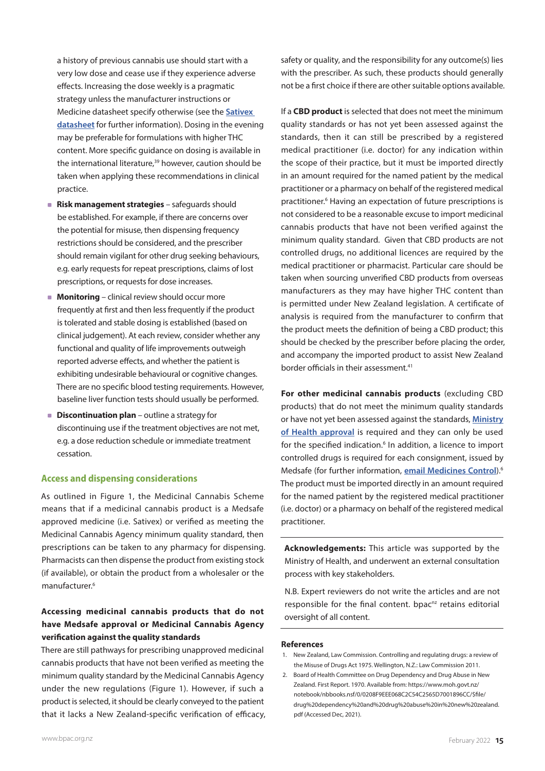a history of previous cannabis use should start with a very low dose and cease use if they experience adverse effects. Increasing the dose weekly is a pragmatic strategy unless the manufacturer instructions or Medicine datasheet specify otherwise (see the **Sativex datasheet** for further information). Dosing in the evening may be preferable for formulations with higher THC content. More specific guidance on dosing is available in the international literature,[39] however, caution should be taken when applying these recommendations in clinical practice.

- **Risk management strategies** – safeguards should be established. For example, if there are concerns over the potential for misuse, then dispensing frequency restrictions should be considered, and the prescriber should remain vigilant for other drug seeking behaviours, e.g. early requests for repeat prescriptions, claims of lost prescriptions, or requests for dose increases.
- **Monitoring** – clinical review should occur more frequently at first and then less frequently if the product is tolerated and stable dosing is established (based on clinical judgement). At each review, consider whether any functional and quality of life improvements outweigh reported adverse effects, and whether the patient is exhibiting undesirable behavioural or cognitive changes. There are no specific blood testing requirements. However, baseline liver function tests should usually be performed.
- **Discontinuation plan** – outline a strategy for discontinuing use if the treatment objectives are not met, e.g. a dose reduction schedule or immediate treatment cessation.

## Access and dispensing considerations

As outlined in Figure 1, the Medicinal Cannabis Scheme means that if a medicinal cannabis product is a Medsafe approved medicine (i.e. Sativex) or verified as meeting the Medicinal Cannabis Agency minimum quality standard, then prescriptions can be taken to any pharmacy for dispensing. Pharmacists can then dispense the product from existing stock (if available), or obtain the product from a wholesaler or the manufacturer.[6]

### Accessing medicinal cannabis products that do not have Medsafe approval or Medicinal Cannabis Agency verification against the quality standards

There are still pathways for prescribing unapproved medicinal cannabis products that have not been verified as meeting the minimum quality standard by the Medicinal Cannabis Agency under the new regulations (Figure 1). However, if such a product is selected, it should be clearly conveyed to the patient that it lacks a New Zealand-specific verification of efficacy, safety or quality, and the responsibility for any outcome(s) lies with the prescriber. As such, these products should generally not be a first choice if there are other suitable options available.

If a **CBD product** is selected that does not meet the minimum quality standards or has not yet been assessed against the standards, then it can still be prescribed by a registered medical practitioner (i.e. doctor) for any indication within the scope of their practice, but it must be imported directly in an amount required for the named patient by the medical practitioner or a pharmacy on behalf of the registered medical practitioner.[6] Having an expectation of future prescriptions is not considered to be a reasonable excuse to import medicinal cannabis products that have not been verified against the minimum quality standard. Given that CBD products are not controlled drugs, no additional licences are required by the medical practitioner or pharmacist. Particular care should be taken when sourcing unverified CBD products from overseas manufacturers as they may have higher THC content than is permitted under New Zealand legislation. A certificate of analysis is required from the manufacturer to confirm that the product meets the definition of being a CBD product; this should be checked by the prescriber before placing the order, and accompany the imported product to assist New Zealand border officials in their assessment.[41]

**For other medicinal cannabis products** (excluding CBD products) that do not meet the minimum quality standards or have not yet been assessed against the standards, **Ministry of Health approval** is required and they can only be used for the specified indication.[6] In addition, a licence to import controlled drugs is required for each consignment, issued by Medsafe (for further information, **email Medicines Control**).[6] The product must be imported directly in an amount required for the named patient by the registered medical practitioner (i.e. doctor) or a pharmacy on behalf of the registered medical practitioner.

**Acknowledgements:** This article was supported by the Ministry of Health, and underwent an external consultation process with key stakeholders.

N.B. Expert reviewers do not write the articles and are not responsible for the final content. bpac[nz] retains editorial oversight of all content.

### References

1. New Zealand, Law Commission. Controlling and regulating drugs: a review of the Misuse of Drugs Act 1975. Wellington, N.Z.: Law Commission 2011.
2. Board of Health Committee on Drug Dependency and Drug Abuse in New Zealand. First Report. 1970. Available from: https://www.moh.govt.nz/notebook/nbbooks.nsf/0/0208F9EEE068C2C54C2565D7001896CC/$file/drug%20dependency%20and%20drug%20abuse%20in%20new%20zealand.pdf (Accessed Dec, 2021).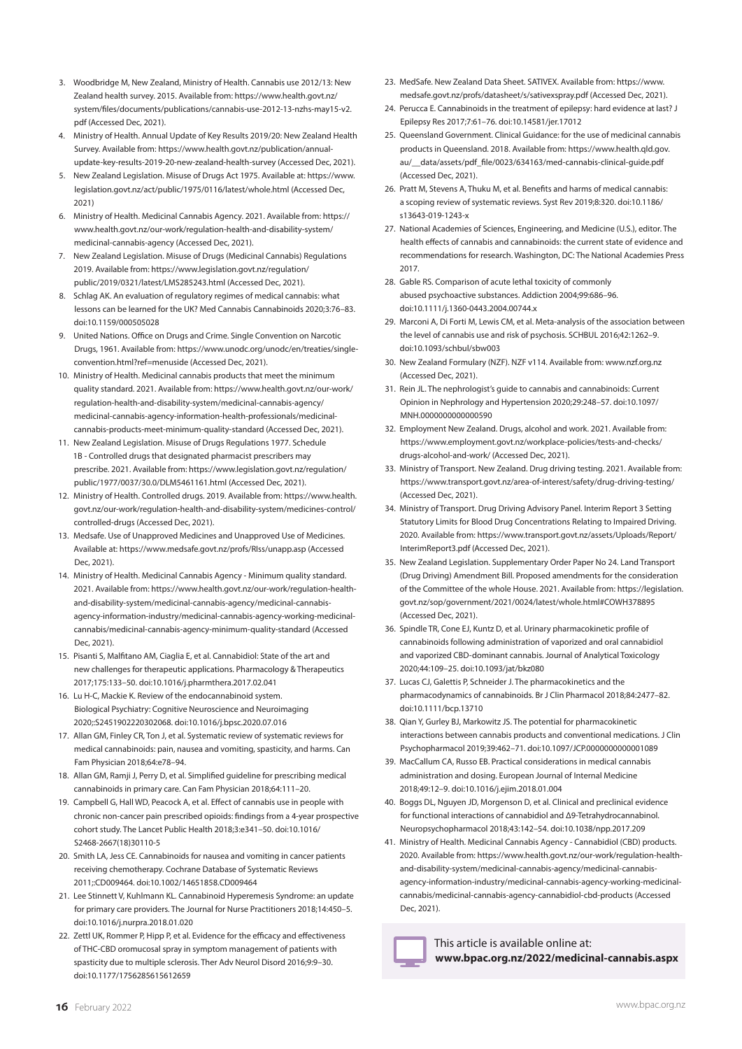3. Woodbridge M, New Zealand, Ministry of Health. Cannabis use 2012/13: New Zealand health survey. 2015. Available from: https://www.health.govt.nz/system/files/documents/publications/cannabis-use-2012-13-nzhs-may15-v2.pdf (Accessed Dec, 2021).
4. Ministry of Health. Annual Update of Key Results 2019/20: New Zealand Health Survey. Available from: https://www.health.govt.nz/publication/annual-update-key-results-2019-20-new-zealand-health-survey (Accessed Dec, 2021).
5. New Zealand Legislation. Misuse of Drugs Act 1975. Available at: https://www.legislation.govt.nz/act/public/1975/0116/latest/whole.html (Accessed Dec, 2021)
6. Ministry of Health. Medicinal Cannabis Agency. 2021. Available from: https://www.health.govt.nz/our-work/regulation-health-and-disability-system/medicinal-cannabis-agency (Accessed Dec, 2021).
7. New Zealand Legislation. Misuse of Drugs (Medicinal Cannabis) Regulations 2019. Available from: https://www.legislation.govt.nz/regulation/public/2019/0321/latest/LMS285243.html (Accessed Dec, 2021).
8. Schlag AK. An evaluation of regulatory regimes of medical cannabis: what lessons can be learned for the UK? Med Cannabis Cannabinoids 2020;3:76–83. doi:10.1159/000505028
9. United Nations. Office on Drugs and Crime. Single Convention on Narcotic Drugs, 1961. Available from: https://www.unodc.org/unodc/en/treaties/single-convention.html?ref=menuside (Accessed Dec, 2021).
10. Ministry of Health. Medicinal cannabis products that meet the minimum quality standard. 2021. Available from: https://www.health.govt.nz/our-work/regulation-health-and-disability-system/medicinal-cannabis-agency/medicinal-cannabis-agency-information-health-professionals/medicinal-cannabis-products-meet-minimum-quality-standard (Accessed Dec, 2021).
11. New Zealand Legislation. Misuse of Drugs Regulations 1977. Schedule 1B - Controlled drugs that designated pharmacist prescribers may prescribe. 2021. Available from: https://www.legislation.govt.nz/regulation/public/1977/0037/30.0/DLM5461161.html (Accessed Dec, 2021).
12. Ministry of Health. Controlled drugs. 2019. Available from: https://www.health.govt.nz/our-work/regulation-health-and-disability-system/medicines-control/controlled-drugs (Accessed Dec, 2021).
13. Medsafe. Use of Unapproved Medicines and Unapproved Use of Medicines. Available at: https://www.medsafe.govt.nz/profs/RIss/unapp.asp (Accessed Dec, 2021).
14. Ministry of Health. Medicinal Cannabis Agency - Minimum quality standard. 2021. Available from: https://www.health.govt.nz/our-work/regulation-health-and-disability-system/medicinal-cannabis-agency/medicinal-cannabis-agency-information-industry/medicinal-cannabis-agency-working-medicinal-cannabis/medicinal-cannabis-agency-minimum-quality-standard (Accessed Dec, 2021).
15. Pisanti S, Malfitano AM, Ciaglia E, et al. Cannabidiol: State of the art and new challenges for therapeutic applications. Pharmacology & Therapeutics 2017;175:133–50. doi:10.1016/j.pharmthera.2017.02.041
16. Lu H-C, Mackie K. Review of the endocannabinoid system. Biological Psychiatry: Cognitive Neuroscience and Neuroimaging 2020;:S2451902220302068. doi:10.1016/j.bpsc.2020.07.016
17. Allan GM, Finley CR, Ton J, et al. Systematic review of systematic reviews for medical cannabinoids: pain, nausea and vomiting, spasticity, and harms. Can Fam Physician 2018;64:e78–94.
18. Allan GM, Ramji J, Perry D, et al. Simplified guideline for prescribing medical cannabinoids in primary care. Can Fam Physician 2018;64:111–20.
19. Campbell G, Hall WD, Peacock A, et al. Effect of cannabis use in people with chronic non-cancer pain prescribed opioids: findings from a 4-year prospective cohort study. The Lancet Public Health 2018;3:e341–50. doi:10.1016/S2468-2667(18)30110-5
20. Smith LA, Jess CE. Cannabinoids for nausea and vomiting in cancer patients receiving chemotherapy. Cochrane Database of Systematic Reviews 2011;:CD009464. doi:10.1002/14651858.CD009464
21. Lee Stinnett V, Kuhlmann KL. Cannabinoid Hyperemesis Syndrome: an update for primary care providers. The Journal for Nurse Practitioners 2018;14:450–5. doi:10.1016/j.nurpra.2018.01.020
22. Zettl UK, Rommer P, Hipp P, et al. Evidence for the efficacy and effectiveness of THC-CBD oromucosal spray in symptom management of patients with spasticity due to multiple sclerosis. Ther Adv Neurol Disord 2016;9:9–30. doi:10.1177/1756285615612659
23. MedSafe. New Zealand Data Sheet. SATIVEX. Available from: https://www.medsafe.govt.nz/profs/datasheet/s/sativexspray.pdf (Accessed Dec, 2021).
24. Perucca E. Cannabinoids in the treatment of epilepsy: hard evidence at last? J Epilepsy Res 2017;7:61–76. doi:10.14581/jer.17012
25. Queensland Government. Clinical Guidance: for the use of medicinal cannabis products in Queensland. 2018. Available from: https://www.health.qld.gov.au/__data/assets/pdf_file/0023/634163/med-cannabis-clinical-guide.pdf (Accessed Dec, 2021).
26. Pratt M, Stevens A, Thuku M, et al. Benefits and harms of medical cannabis: a scoping review of systematic reviews. Syst Rev 2019;8:320. doi:10.1186/s13643-019-1243-x
27. National Academies of Sciences, Engineering, and Medicine (U.S.), editor. The health effects of cannabis and cannabinoids: the current state of evidence and recommendations for research. Washington, DC: The National Academies Press 2017.
28. Gable RS. Comparison of acute lethal toxicity of commonly abused psychoactive substances. Addiction 2004;99:686–96. doi:10.1111/j.1360-0443.2004.00744.x
29. Marconi A, Di Forti M, Lewis CM, et al. Meta-analysis of the association between the level of cannabis use and risk of psychosis. SCHBUL 2016;42:1262–9. doi:10.1093/schbul/sbw003
30. New Zealand Formulary (NZF). NZF v114. Available from: www.nzf.org.nz (Accessed Dec, 2021).
31. Rein JL. The nephrologist's guide to cannabis and cannabinoids: Current Opinion in Nephrology and Hypertension 2020;29:248–57. doi:10.1097/MNH.0000000000000590
32. Employment New Zealand. Drugs, alcohol and work. 2021. Available from: https://www.employment.govt.nz/workplace-policies/tests-and-checks/drugs-alcohol-and-work/ (Accessed Dec, 2021).
33. Ministry of Transport. New Zealand. Drug driving testing. 2021. Available from: https://www.transport.govt.nz/area-of-interest/safety/drug-driving-testing/ (Accessed Dec, 2021).
34. Ministry of Transport. Drug Driving Advisory Panel. Interim Report 3 Setting Statutory Limits for Blood Drug Concentrations Relating to Impaired Driving. 2020. Available from: https://www.transport.govt.nz/assets/Uploads/Report/InterimReport3.pdf (Accessed Dec, 2021).
35. New Zealand Legislation. Supplementary Order Paper No 24. Land Transport (Drug Driving) Amendment Bill. Proposed amendments for the consideration of the Committee of the whole House. 2021. Available from: https://legislation.govt.nz/sop/government/2021/0024/latest/whole.html#COWH378895 (Accessed Dec, 2021).
36. Spindle TR, Cone EJ, Kuntz D, et al. Urinary pharmacokinetic profile of cannabinoids following administration of vaporized and oral cannabidiol and vaporized CBD-dominant cannabis. Journal of Analytical Toxicology 2020;44:109–25. doi:10.1093/jat/bkz080
37. Lucas CJ, Galettis P, Schneider J. The pharmacokinetics and the pharmacodynamics of cannabinoids. Br J Clin Pharmacol 2018;84:2477–82. doi:10.1111/bcp.13710
38. Qian Y, Gurley BJ, Markowitz JS. The potential for pharmacokinetic interactions between cannabis products and conventional medications. J Clin Psychopharmacol 2019;39:462–71. doi:10.1097/JCP.0000000000001089
39. MacCallum CA, Russo EB. Practical considerations in medical cannabis administration and dosing. European Journal of Internal Medicine 2018;49:12–9. doi:10.1016/j.ejim.2018.01.004
40. Boggs DL, Nguyen JD, Morgenson D, et al. Clinical and preclinical evidence for functional interactions of cannabidiol and Δ9-Tetrahydrocannabinol. Neuropsychopharmacol 2018;43:142–54. doi:10.1038/npp.2017.209
41. Ministry of Health. Medicinal Cannabis Agency - Cannabidiol (CBD) products. 2020. Available from: https://www.health.govt.nz/our-work/regulation-health-and-disability-system/medicinal-cannabis-agency/medicinal-cannabis-agency-information-industry/medicinal-cannabis-agency-working-medicinal-cannabis/medicinal-cannabis-agency-cannabidiol-cbd-products (Accessed Dec, 2021).

This article is available online at:
**www.bpac.org.nz/2022/medicinal-cannabis.aspx**